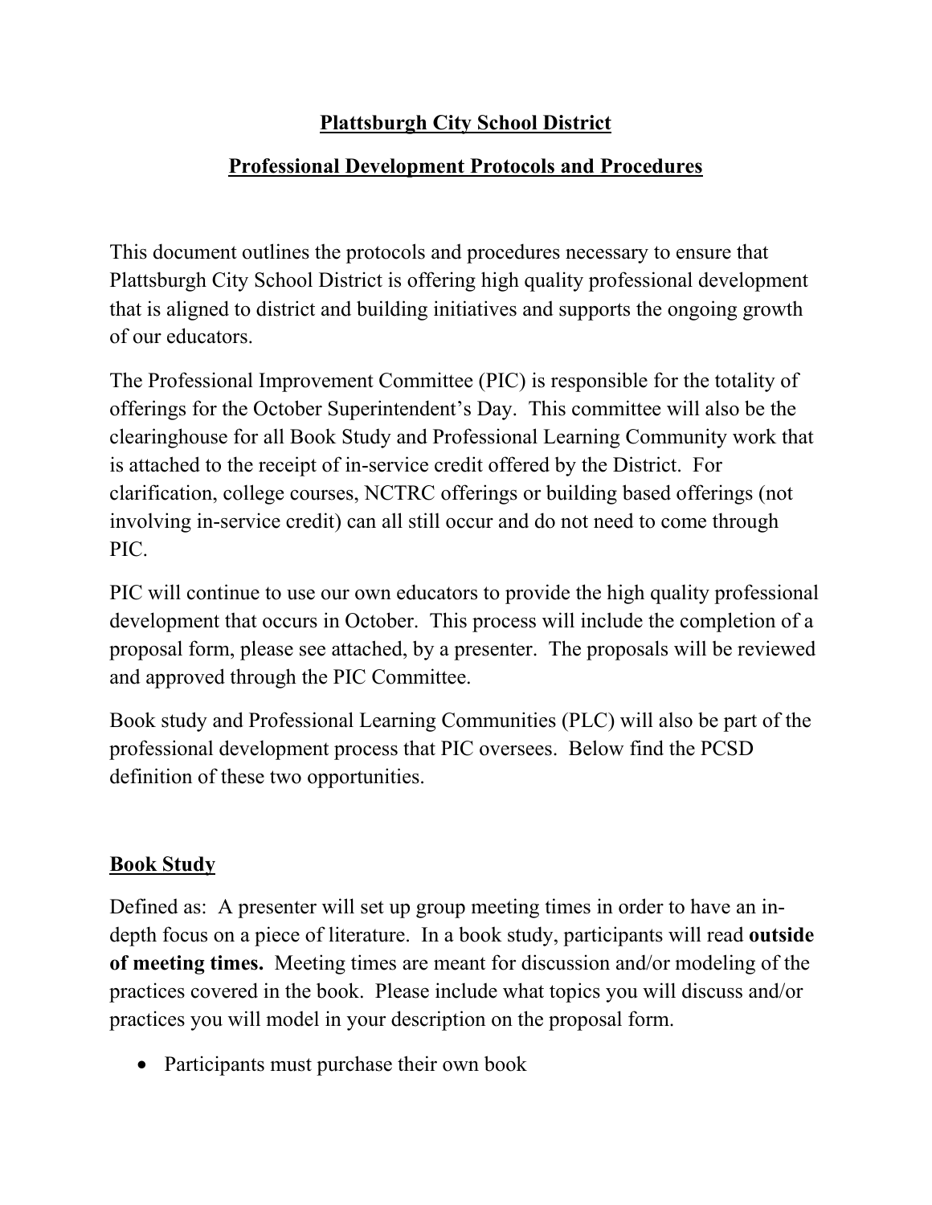# Plattsburgh City School District

## Professional Development Protocols and Procedures

This document outlines the protocols and procedures necessary to ensure that Plattsburgh City School District is offering high quality professional development that is aligned to district and building initiatives and supports the ongoing growth of our educators.

The Professional Improvement Committee (PIC) is responsible for the totality of offerings for the October Superintendent's Day. This committee will also be the clearinghouse for all Book Study and Professional Learning Community work that is attached to the receipt of in-service credit offered by the District. For clarification, college courses, NCTRC offerings or building based offerings (not involving in-service credit) can all still occur and do not need to come through PIC.

PIC will continue to use our own educators to provide the high quality professional development that occurs in October. This process will include the completion of a proposal form, please see attached, by a presenter. The proposals will be reviewed and approved through the PIC Committee.

Book study and Professional Learning Communities (PLC) will also be part of the professional development process that PIC oversees. Below find the PCSD definition of these two opportunities.

### Book Study

Defined as: A presenter will set up group meeting times in order to have an in-depth focus on a piece of literature. In a book study, participants will read **outside of meeting times.** Meeting times are meant for discussion and/or modeling of the practices covered in the book. Please include what topics you will discuss and/or practices you will model in your description on the proposal form.

- Participants must purchase their own book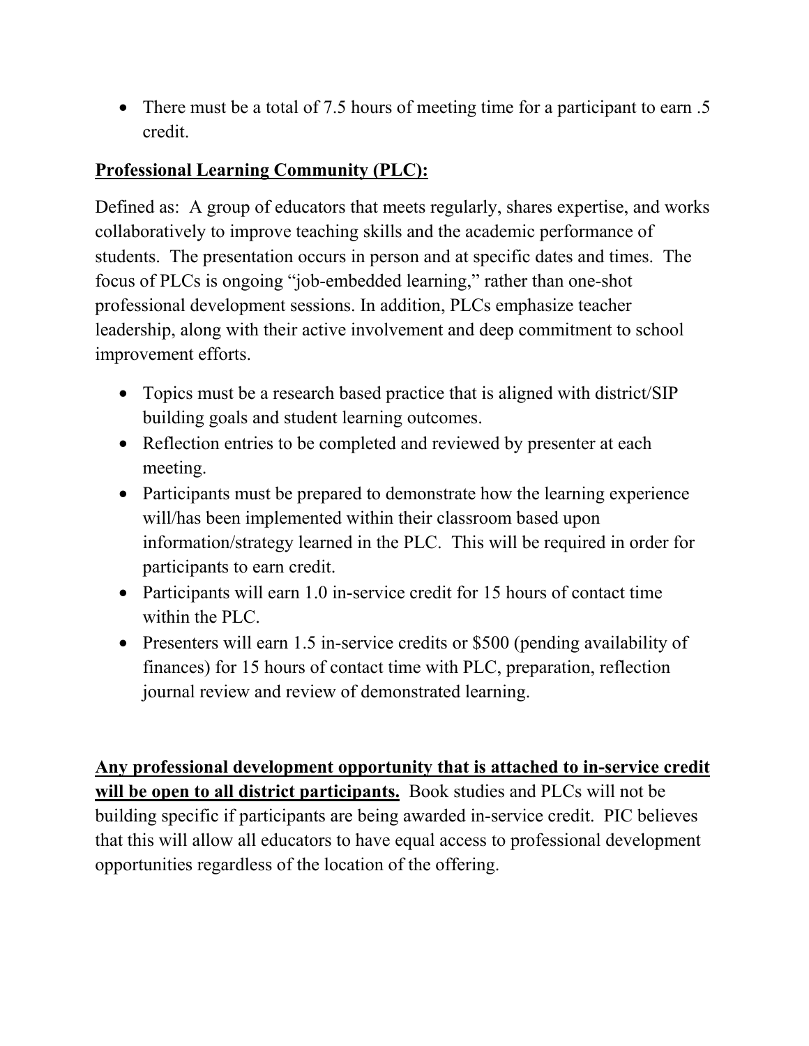- There must be a total of 7.5 hours of meeting time for a participant to earn .5 credit.

**<u>Professional Learning Community (PLC):</u>**

Defined as: A group of educators that meets regularly, shares expertise, and works collaboratively to improve teaching skills and the academic performance of students. The presentation occurs in person and at specific dates and times. The focus of PLCs is ongoing "job-embedded learning," rather than one-shot professional development sessions. In addition, PLCs emphasize teacher leadership, along with their active involvement and deep commitment to school improvement efforts.

- Topics must be a research based practice that is aligned with district/SIP building goals and student learning outcomes.
- Reflection entries to be completed and reviewed by presenter at each meeting.
- Participants must be prepared to demonstrate how the learning experience will/has been implemented within their classroom based upon information/strategy learned in the PLC. This will be required in order for participants to earn credit.
- Participants will earn 1.0 in-service credit for 15 hours of contact time within the PLC.
- Presenters will earn 1.5 in-service credits or $500 (pending availability of finances) for 15 hours of contact time with PLC, preparation, reflection journal review and review of demonstrated learning.

**<u>Any professional development opportunity that is attached to in-service credit will be open to all district participants.</u>** Book studies and PLCs will not be building specific if participants are being awarded in-service credit. PIC believes that this will allow all educators to have equal access to professional development opportunities regardless of the location of the offering.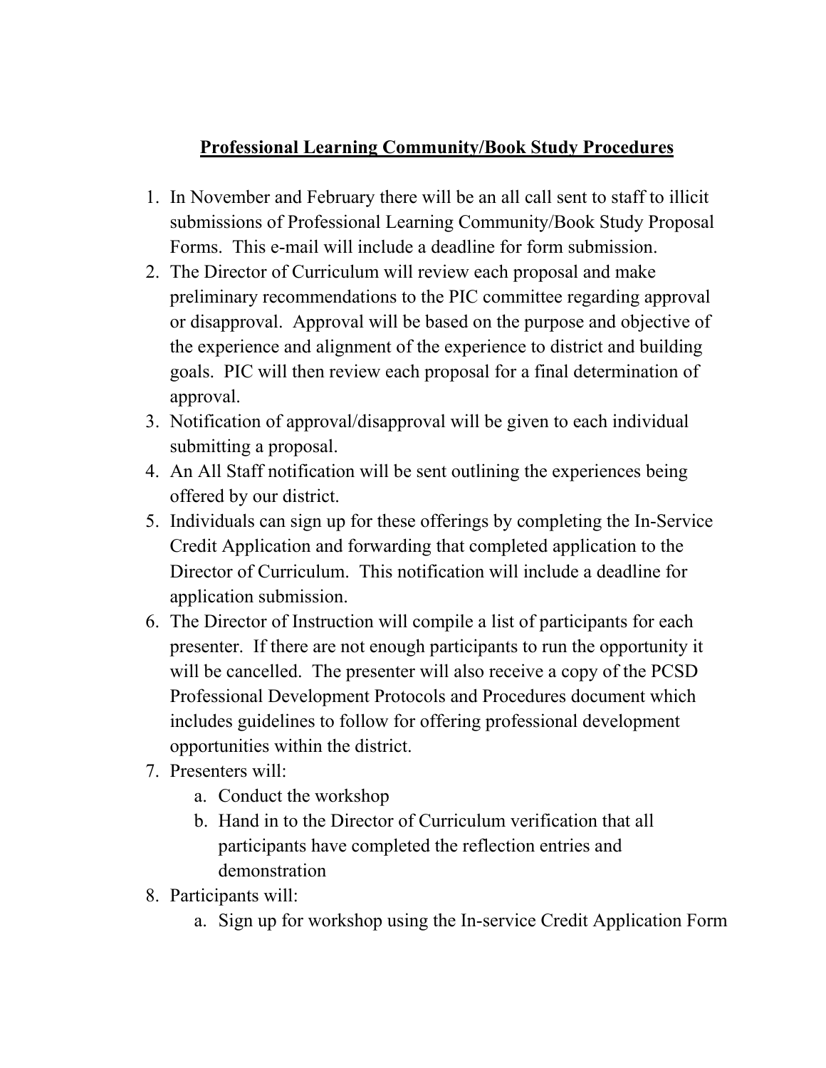# Professional Learning Community/Book Study Procedures

1. In November and February there will be an all call sent to staff to illicit submissions of Professional Learning Community/Book Study Proposal Forms. This e-mail will include a deadline for form submission.
2. The Director of Curriculum will review each proposal and make preliminary recommendations to the PIC committee regarding approval or disapproval. Approval will be based on the purpose and objective of the experience and alignment of the experience to district and building goals. PIC will then review each proposal for a final determination of approval.
3. Notification of approval/disapproval will be given to each individual submitting a proposal.
4. An All Staff notification will be sent outlining the experiences being offered by our district.
5. Individuals can sign up for these offerings by completing the In-Service Credit Application and forwarding that completed application to the Director of Curriculum. This notification will include a deadline for application submission.
6. The Director of Instruction will compile a list of participants for each presenter. If there are not enough participants to run the opportunity it will be cancelled. The presenter will also receive a copy of the PCSD Professional Development Protocols and Procedures document which includes guidelines to follow for offering professional development opportunities within the district.
7. Presenters will:
    a. Conduct the workshop
    b. Hand in to the Director of Curriculum verification that all participants have completed the reflection entries and demonstration
8. Participants will:
    a. Sign up for workshop using the In-service Credit Application Form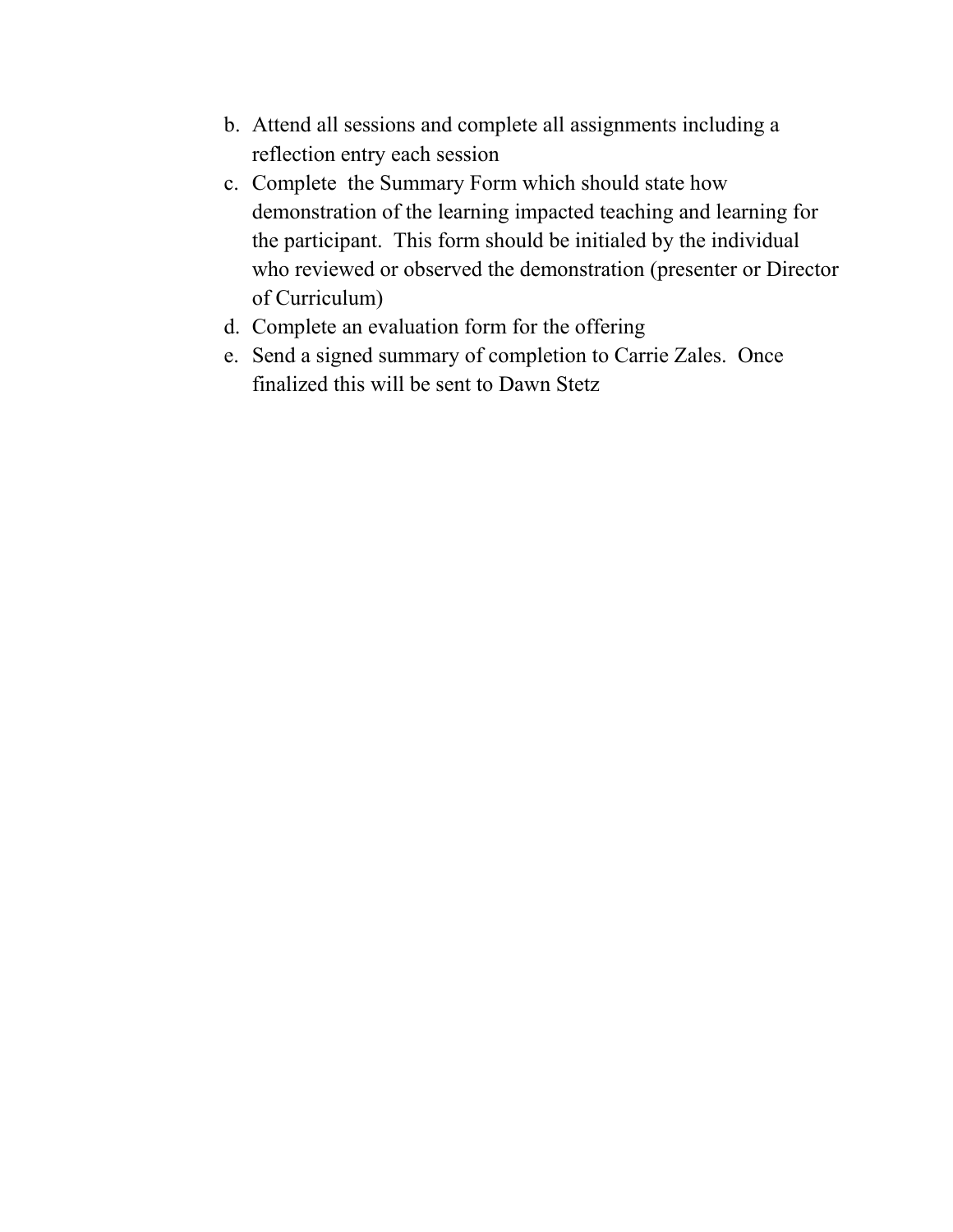b. Attend all sessions and complete all assignments including a reflection entry each session
c. Complete the Summary Form which should state how demonstration of the learning impacted teaching and learning for the participant. This form should be initialed by the individual who reviewed or observed the demonstration (presenter or Director of Curriculum)
d. Complete an evaluation form for the offering
e. Send a signed summary of completion to Carrie Zales. Once finalized this will be sent to Dawn Stetz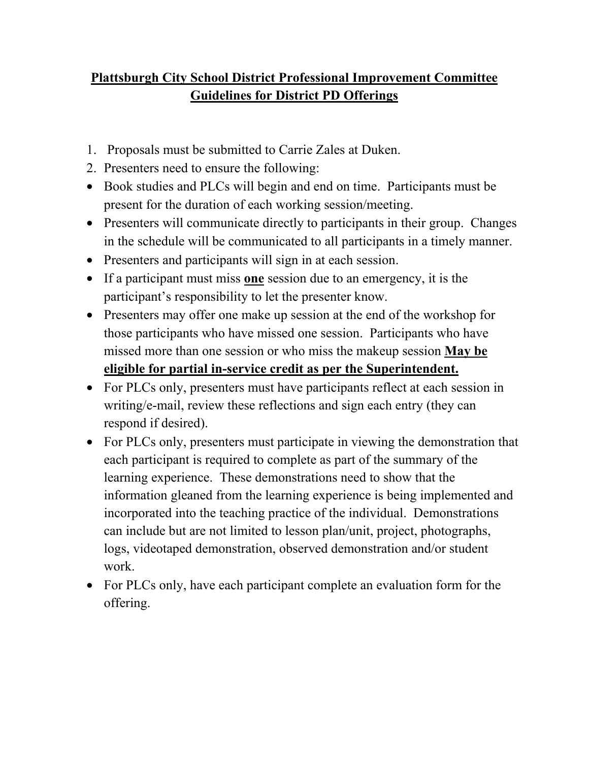# Plattsburgh City School District Professional Improvement Committee Guidelines for District PD Offerings

1. Proposals must be submitted to Carrie Zales at Duken.
2. Presenters need to ensure the following:

- Book studies and PLCs will begin and end on time. Participants must be present for the duration of each working session/meeting.
- Presenters will communicate directly to participants in their group. Changes in the schedule will be communicated to all participants in a timely manner.
- Presenters and participants will sign in at each session.
- If a participant must miss **one** session due to an emergency, it is the participant's responsibility to let the presenter know.
- Presenters may offer one make up session at the end of the workshop for those participants who have missed one session. Participants who have missed more than one session or who miss the makeup session **May be eligible for partial in-service credit as per the Superintendent.**
- For PLCs only, presenters must have participants reflect at each session in writing/e-mail, review these reflections and sign each entry (they can respond if desired).
- For PLCs only, presenters must participate in viewing the demonstration that each participant is required to complete as part of the summary of the learning experience. These demonstrations need to show that the information gleaned from the learning experience is being implemented and incorporated into the teaching practice of the individual. Demonstrations can include but are not limited to lesson plan/unit, project, photographs, logs, videotaped demonstration, observed demonstration and/or student work.
- For PLCs only, have each participant complete an evaluation form for the offering.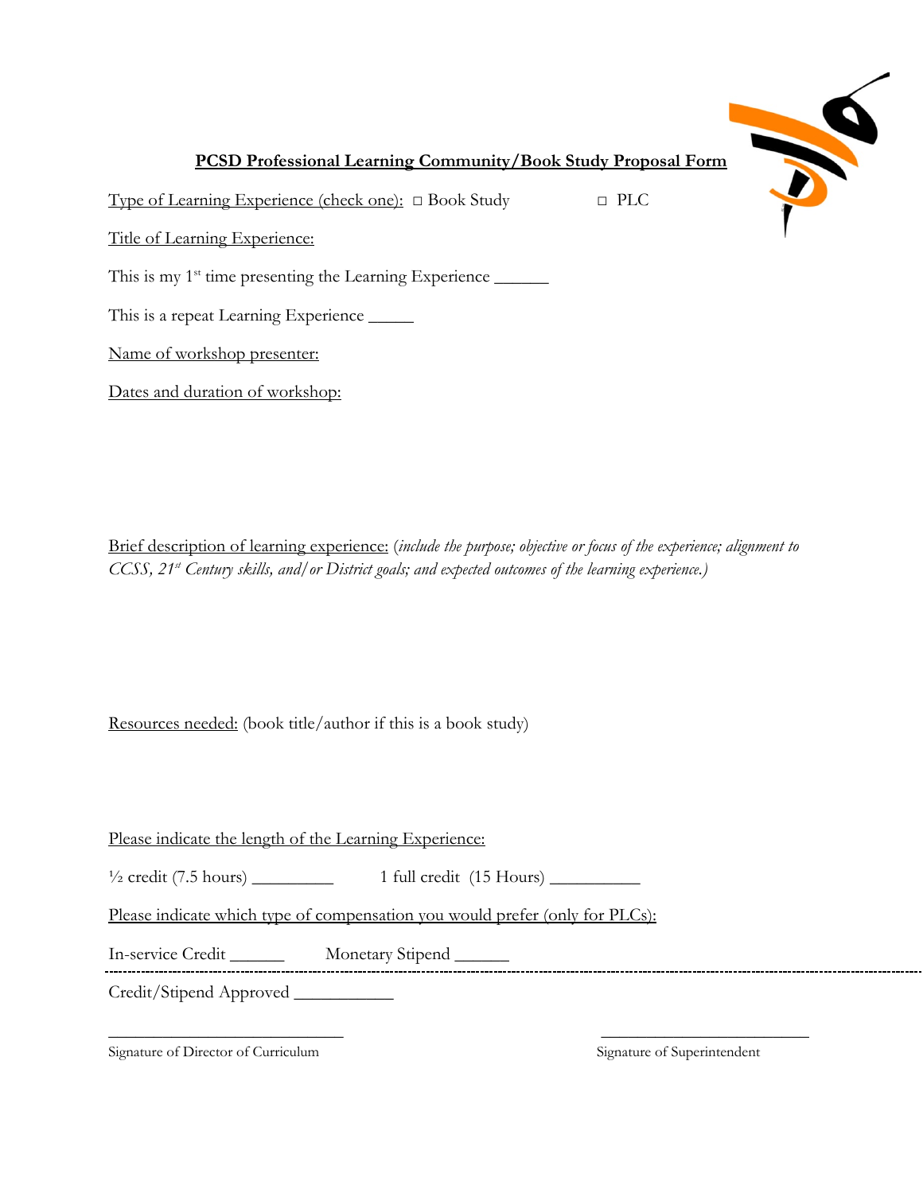# PCSD Professional Learning Community/Book Study Proposal Form

Type of Learning Experience (check one): □ Book Study □ PLC

Title of Learning Experience:

This is my 1st time presenting the Learning Experience ______

This is a repeat Learning Experience _____

Name of workshop presenter:

Dates and duration of workshop:

Brief description of learning experience: (*include the purpose; objective or focus of the experience; alignment to CCSS, 21st Century skills, and/or District goals; and expected outcomes of the learning experience.)*

Resources needed: (book title/author if this is a book study)

Please indicate the length of the Learning Experience:

½ credit (7.5 hours) _________ 1 full credit (15 Hours) __________

Please indicate which type of compensation you would prefer (only for PLCs):

In-service Credit ______ Monetary Stipend ______

---

Credit/Stipend Approved ___________

___________________________ ___________________________

Signature of Director of Curriculum Signature of Superintendent